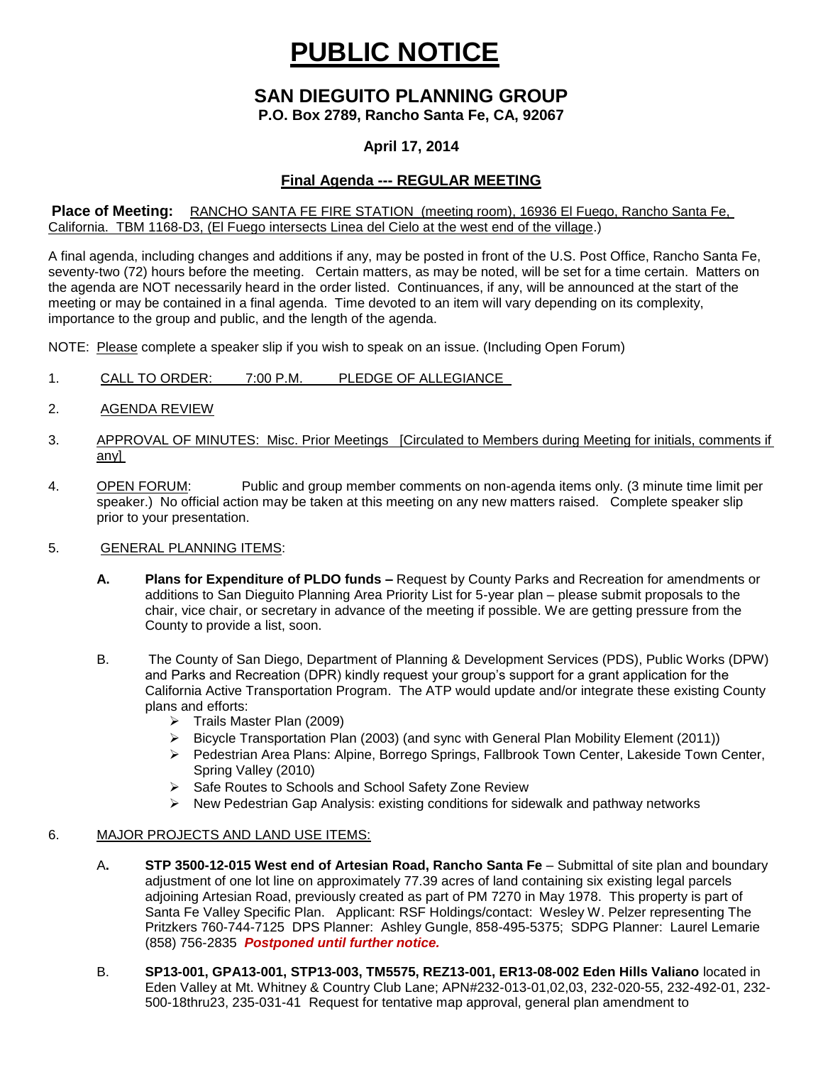# PUBLIC NOTICE

## SAN DIEGUITO PLANNING GROUP

**P.O. Box 2789, Rancho Santa Fe, CA, 92067**

**April 17, 2014**

**Final Agenda --- REGULAR MEETING**

**Place of Meeting:** RANCHO SANTA FE FIRE STATION (meeting room), 16936 El Fuego, Rancho Santa Fe, California. TBM 1168-D3, (El Fuego intersects Linea del Cielo at the west end of the village.)

A final agenda, including changes and additions if any, may be posted in front of the U.S. Post Office, Rancho Santa Fe, seventy-two (72) hours before the meeting. Certain matters, as may be noted, will be set for a time certain. Matters on the agenda are NOT necessarily heard in the order listed. Continuances, if any, will be announced at the start of the meeting or may be contained in a final agenda. Time devoted to an item will vary depending on its complexity, importance to the group and public, and the length of the agenda.

NOTE: Please complete a speaker slip if you wish to speak on an issue. (Including Open Forum)

1. CALL TO ORDER: 7:00 P.M. PLEDGE OF ALLEGIANCE
2. AGENDA REVIEW
3. APPROVAL OF MINUTES: Misc. Prior Meetings [Circulated to Members during Meeting for initials, comments if any]
4. OPEN FORUM: Public and group member comments on non-agenda items only. (3 minute time limit per speaker.) No official action may be taken at this meeting on any new matters raised. Complete speaker slip prior to your presentation.
5. GENERAL PLANNING ITEMS:

   **A. Plans for Expenditure of PLDO funds –** Request by County Parks and Recreation for amendments or additions to San Dieguito Planning Area Priority List for 5-year plan – please submit proposals to the chair, vice chair, or secretary in advance of the meeting if possible. We are getting pressure from the County to provide a list, soon.

   B. The County of San Diego, Department of Planning & Development Services (PDS), Public Works (DPW) and Parks and Recreation (DPR) kindly request your group's support for a grant application for the California Active Transportation Program. The ATP would update and/or integrate these existing County plans and efforts:
   - Trails Master Plan (2009)
   - Bicycle Transportation Plan (2003) (and sync with General Plan Mobility Element (2011))
   - Pedestrian Area Plans: Alpine, Borrego Springs, Fallbrook Town Center, Lakeside Town Center, Spring Valley (2010)
   - Safe Routes to Schools and School Safety Zone Review
   - New Pedestrian Gap Analysis: existing conditions for sidewalk and pathway networks

6. MAJOR PROJECTS AND LAND USE ITEMS:

   A**. STP 3500-12-015 West end of Artesian Road, Rancho Santa Fe** – Submittal of site plan and boundary adjustment of one lot line on approximately 77.39 acres of land containing six existing legal parcels adjoining Artesian Road, previously created as part of PM 7270 in May 1978. This property is part of Santa Fe Valley Specific Plan. Applicant: RSF Holdings/contact: Wesley W. Pelzer representing The Pritzkers 760-744-7125 DPS Planner: Ashley Gungle, 858-495-5375; SDPG Planner: Laurel Lemarie (858) 756-2835 ***Postponed until further notice.***

   B. **SP13-001, GPA13-001, STP13-003, TM5575, REZ13-001, ER13-08-002 Eden Hills Valiano** located in Eden Valley at Mt. Whitney & Country Club Lane; APN#232-013-01,02,03, 232-020-55, 232-492-01, 232-500-18thru23, 235-031-41 Request for tentative map approval, general plan amendment to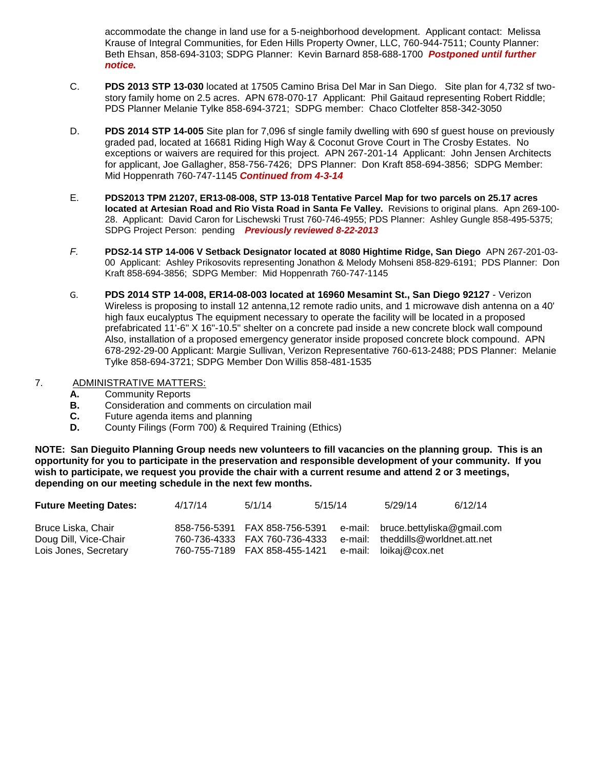accommodate the change in land use for a 5-neighborhood development. Applicant contact: Melissa Krause of Integral Communities, for Eden Hills Property Owner, LLC, 760-944-7511; County Planner: Beth Ehsan, 858-694-3103; SDPG Planner: Kevin Barnard 858-688-1700 ***Postponed until further notice.***

C. **PDS 2013 STP 13-030** located at 17505 Camino Brisa Del Mar in San Diego. Site plan for 4,732 sf two-story family home on 2.5 acres. APN 678-070-17 Applicant: Phil Gaitaud representing Robert Riddle; PDS Planner Melanie Tylke 858-694-3721; SDPG member: Chaco Clotfelter 858-342-3050

D. **PDS 2014 STP 14-005** Site plan for 7,096 sf single family dwelling with 690 sf guest house on previously graded pad, located at 16681 Riding High Way & Coconut Grove Court in The Crosby Estates. No exceptions or waivers are required for this project. APN 267-201-14 Applicant: John Jensen Architects for applicant, Joe Gallagher, 858-756-7426; DPS Planner: Don Kraft 858-694-3856; SDPG Member: Mid Hoppenrath 760-747-1145 ***Continued from 4-3-14***

E. **PDS2013 TPM 21207, ER13-08-008, STP 13-018 Tentative Parcel Map for two parcels on 25.17 acres located at Artesian Road and Rio Vista Road in Santa Fe Valley.** Revisions to original plans. Apn 269-100-28. Applicant: David Caron for Lischewski Trust 760-746-4955; PDS Planner: Ashley Gungle 858-495-5375; SDPG Project Person: pending ***Previously reviewed 8-22-2013***

*F.* **PDS2-14 STP 14-006 V Setback Designator located at 8080 Hightime Ridge, San Diego** APN 267-201-03-00 Applicant: Ashley Prikosovits representing Jonathon & Melody Mohseni 858-829-6191; PDS Planner: Don Kraft 858-694-3856; SDPG Member: Mid Hoppenrath 760-747-1145

G. **PDS 2014 STP 14-008, ER14-08-003 located at 16960 Mesamint St., San Diego 92127** - Verizon Wireless is proposing to install 12 antenna,12 remote radio units, and 1 microwave dish antenna on a 40' high faux eucalyptus The equipment necessary to operate the facility will be located in a proposed prefabricated 11'-6" X 16"-10.5" shelter on a concrete pad inside a new concrete block wall compound Also, installation of a proposed emergency generator inside proposed concrete block compound. APN 678-292-29-00 Applicant: Margie Sullivan, Verizon Representative 760-613-2488; PDS Planner: Melanie Tylke 858-694-3721; SDPG Member Don Willis 858-481-1535

7. ADMINISTRATIVE MATTERS:

**A.** Community Reports
**B.** Consideration and comments on circulation mail
**C.** Future agenda items and planning
**D.** County Filings (Form 700) & Required Training (Ethics)

**NOTE: San Dieguito Planning Group needs new volunteers to fill vacancies on the planning group. This is an opportunity for you to participate in the preservation and responsible development of your community. If you wish to participate, we request you provide the chair with a current resume and attend 2 or 3 meetings, depending on our meeting schedule in the next few months.**

**Future Meeting Dates:** 4/17/14 5/1/14 5/15/14 5/29/14 6/12/14

| | | | |
|---|---|---|---|
| Bruce Liska, Chair | 858-756-5391 | FAX 858-756-5391 | e-mail: bruce.bettyliska@gmail.com |
| Doug Dill, Vice-Chair | 760-736-4333 | FAX 760-736-4333 | e-mail: theddills@worldnet.att.net |
| Lois Jones, Secretary | 760-755-7189 | FAX 858-455-1421 | e-mail: loikaj@cox.net |